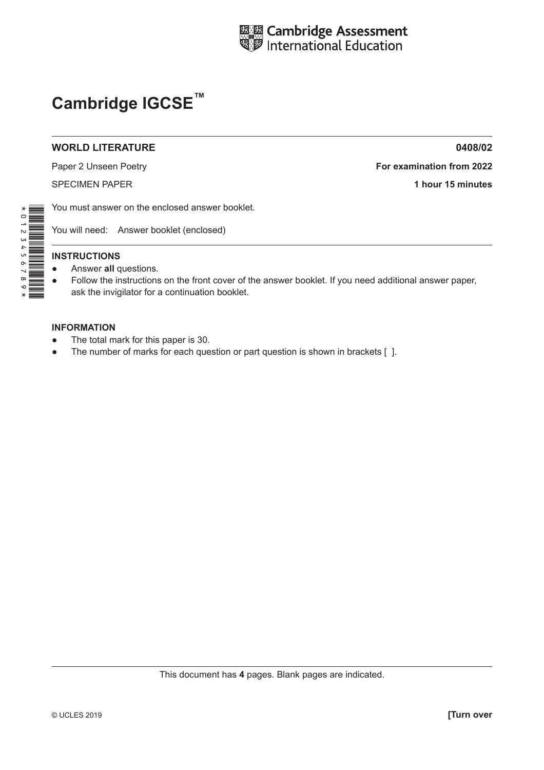Cambridge Assessment International Education

# Cambridge IGCSE™

**WORLD LITERATURE** **0408/02**

Paper 2 Unseen Poetry **For examination from 2022**

SPECIMEN PAPER **1 hour 15 minutes**

You must answer on the enclosed answer booklet.

You will need: Answer booklet (enclosed)

**INSTRUCTIONS**

- Answer **all** questions.
- Follow the instructions on the front cover of the answer booklet. If you need additional answer paper, ask the invigilator for a continuation booklet.

**INFORMATION**

- The total mark for this paper is 30.
- The number of marks for each question or part question is shown in brackets [ ].

This document has **4** pages. Blank pages are indicated.

© UCLES 2019 **[Turn over**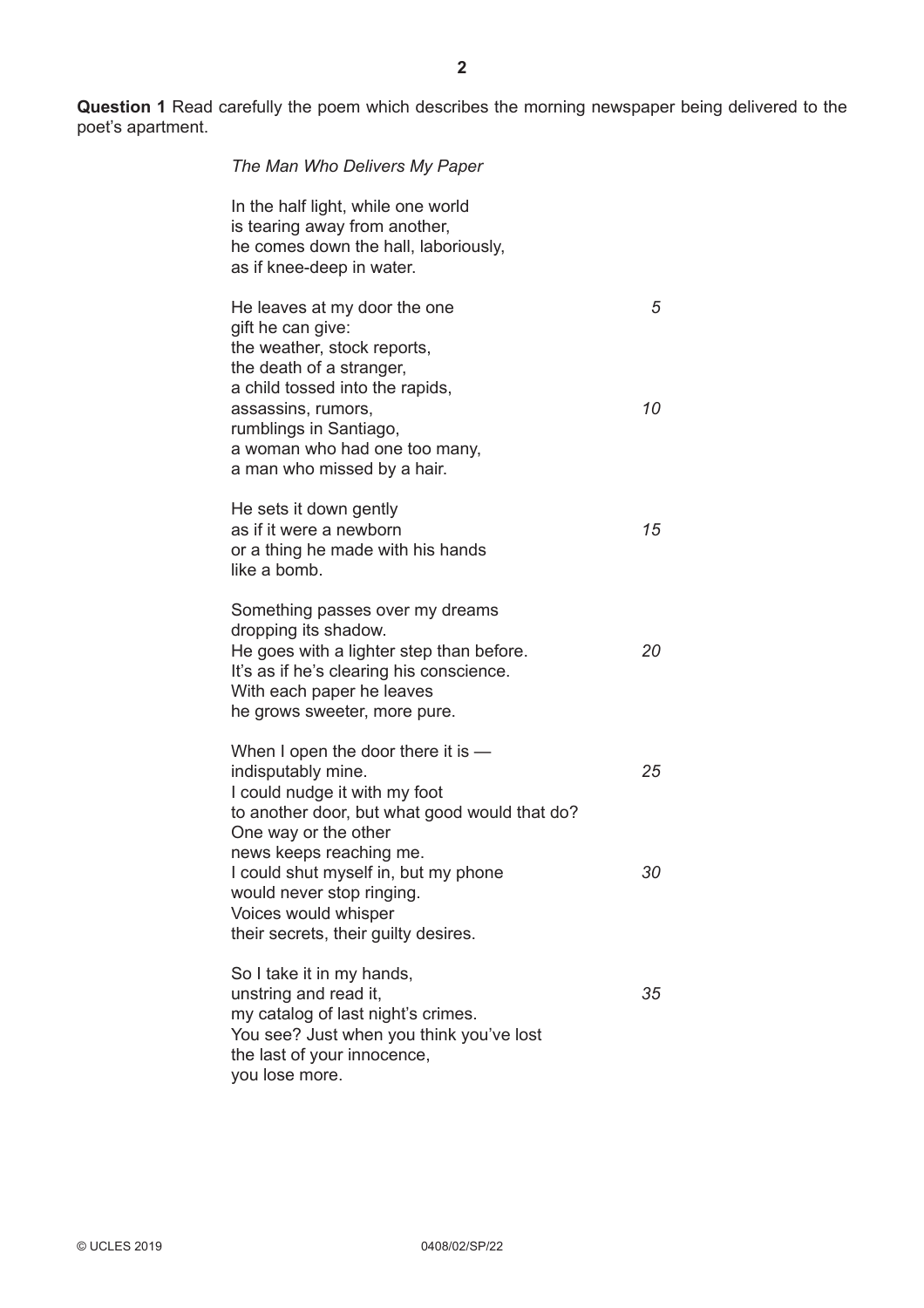**Question 1** Read carefully the poem which describes the morning newspaper being delivered to the poet's apartment.

*The Man Who Delivers My Paper*

In the half light, while one world  
is tearing away from another,  
he comes down the hall, laboriously,  
as if knee-deep in water.

He leaves at my door the one *5*  
gift he can give:  
the weather, stock reports,  
the death of a stranger,  
a child tossed into the rapids,  
assassins, rumors, *10*  
rumblings in Santiago,  
a woman who had one too many,  
a man who missed by a hair.

He sets it down gently  
as if it were a newborn *15*  
or a thing he made with his hands  
like a bomb.

Something passes over my dreams  
dropping its shadow.  
He goes with a lighter step than before. *20*  
It's as if he's clearing his conscience.  
With each paper he leaves  
he grows sweeter, more pure.

When I open the door there it is —  
indisputably mine. *25*  
I could nudge it with my foot  
to another door, but what good would that do?  
One way or the other  
news keeps reaching me.  
I could shut myself in, but my phone *30*  
would never stop ringing.  
Voices would whisper  
their secrets, their guilty desires.

So I take it in my hands,  
unstring and read it, *35*  
my catalog of last night's crimes.  
You see? Just when you think you've lost  
the last of your innocence,  
you lose more.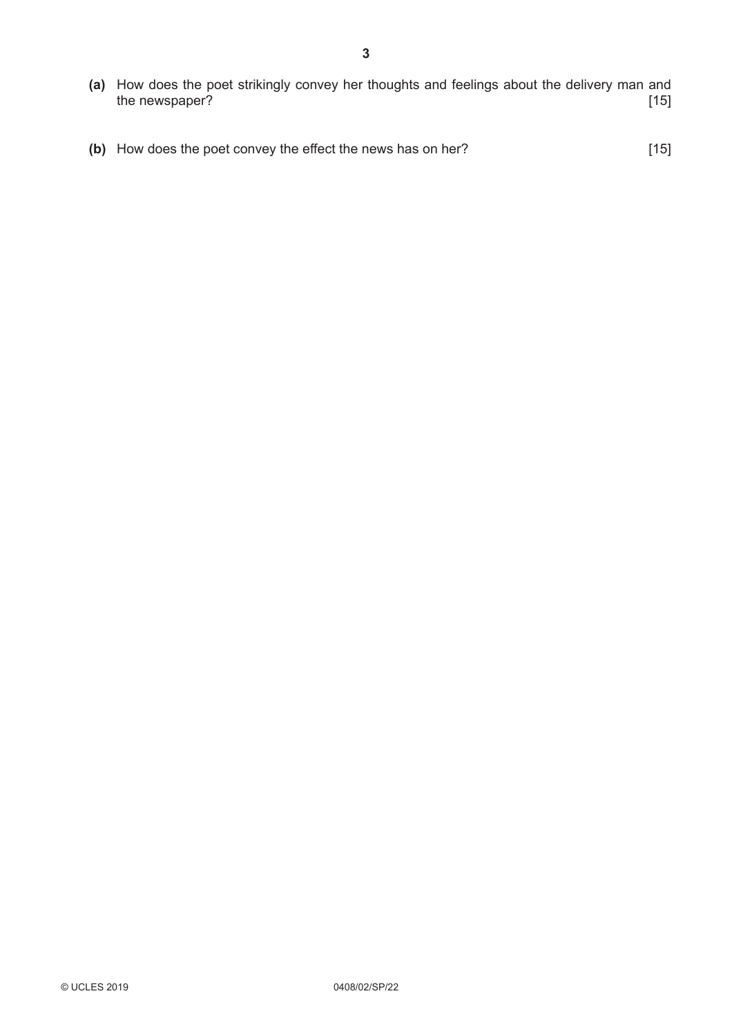**(a)** How does the poet strikingly convey her thoughts and feelings about the delivery man and the newspaper? [15]

**(b)** How does the poet convey the effect the news has on her? [15]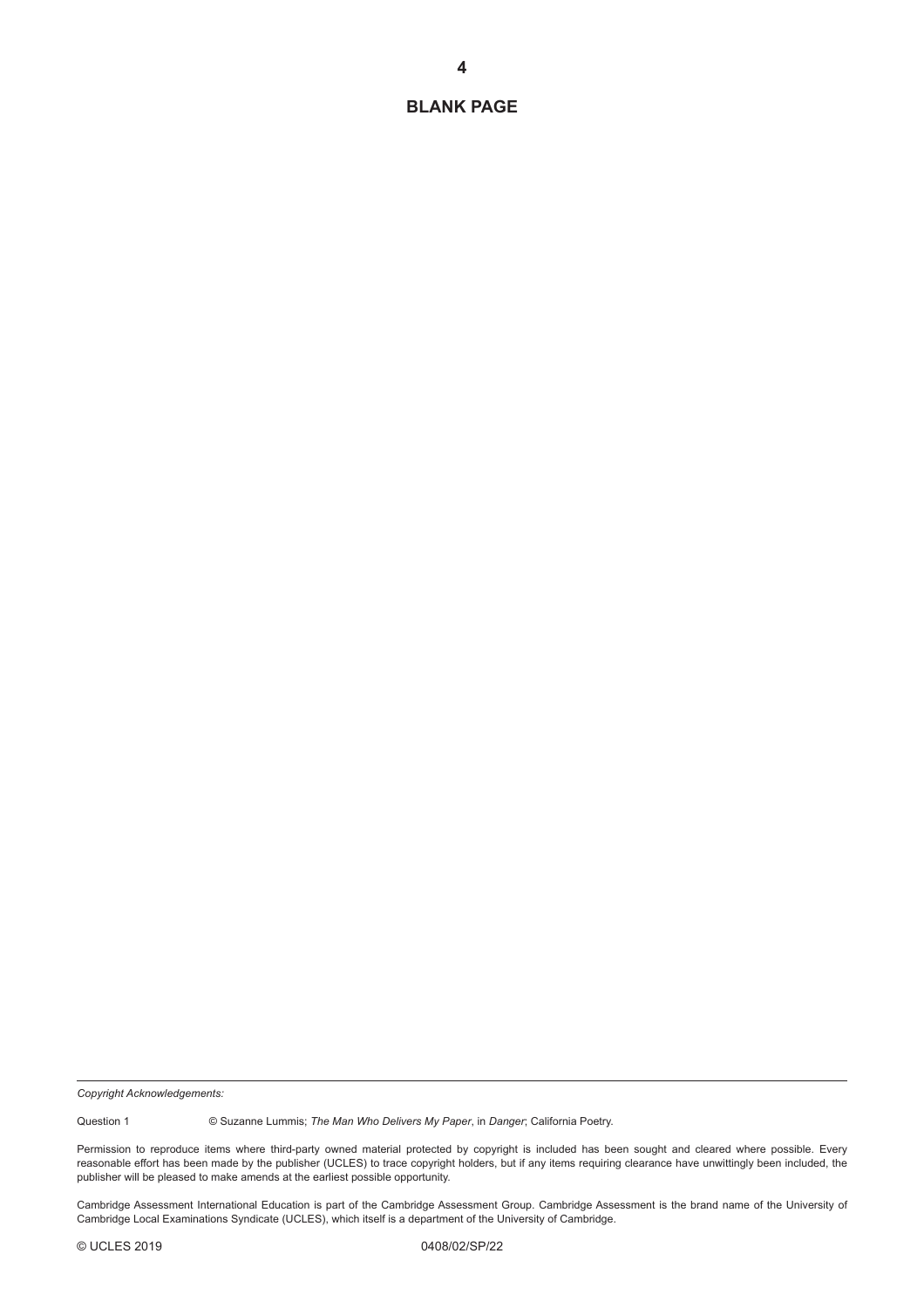**BLANK PAGE**

*Copyright Acknowledgements:*

Question 1 © Suzanne Lummis; *The Man Who Delivers My Paper*, in *Danger*; California Poetry.

Permission to reproduce items where third-party owned material protected by copyright is included has been sought and cleared where possible. Every reasonable effort has been made by the publisher (UCLES) to trace copyright holders, but if any items requiring clearance have unwittingly been included, the publisher will be pleased to make amends at the earliest possible opportunity.

Cambridge Assessment International Education is part of the Cambridge Assessment Group. Cambridge Assessment is the brand name of the University of Cambridge Local Examinations Syndicate (UCLES), which itself is a department of the University of Cambridge.

© UCLES 2019 0408/02/SP/22